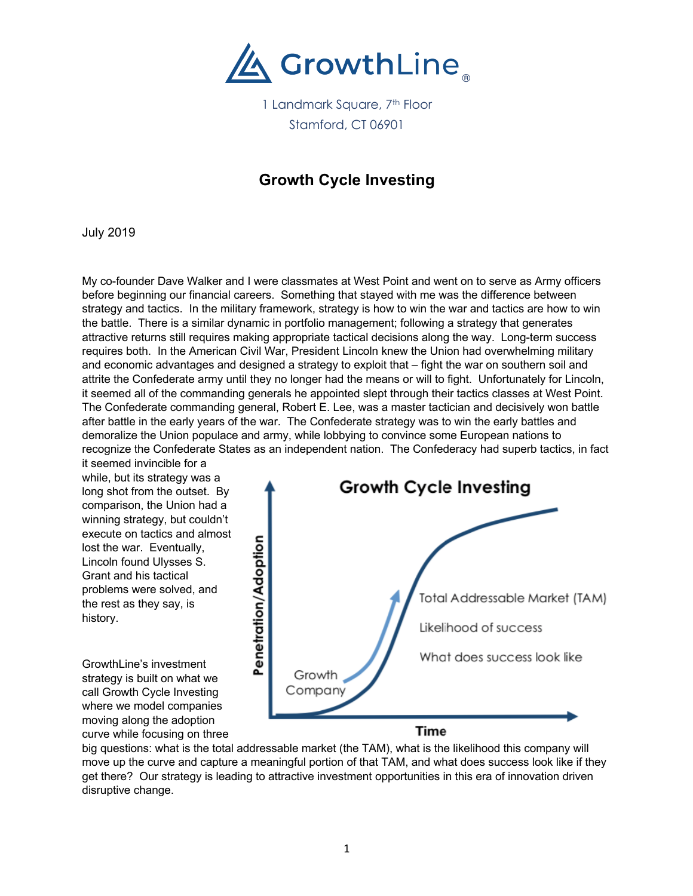GrowthLine®

1 Landmark Square, 7th Floor
Stamford, CT 06901

# Growth Cycle Investing

July 2019

My co-founder Dave Walker and I were classmates at West Point and went on to serve as Army officers before beginning our financial careers. Something that stayed with me was the difference between strategy and tactics. In the military framework, strategy is how to win the war and tactics are how to win the battle. There is a similar dynamic in portfolio management; following a strategy that generates attractive returns still requires making appropriate tactical decisions along the way. Long-term success requires both. In the American Civil War, President Lincoln knew the Union had overwhelming military and economic advantages and designed a strategy to exploit that – fight the war on southern soil and attrite the Confederate army until they no longer had the means or will to fight. Unfortunately for Lincoln, it seemed all of the commanding generals he appointed slept through their tactics classes at West Point. The Confederate commanding general, Robert E. Lee, was a master tactician and decisively won battle after battle in the early years of the war. The Confederate strategy was to win the early battles and demoralize the Union populace and army, while lobbying to convince some European nations to recognize the Confederate States as an independent nation. The Confederacy had superb tactics, in fact it seemed invincible for a while, but its strategy was a long shot from the outset. By comparison, the Union had a winning strategy, but couldn't execute on tactics and almost lost the war. Eventually, Lincoln found Ulysses S. Grant and his tactical problems were solved, and the rest as they say, is history.

**Growth Cycle Investing**

Penetration/Adoption — Time

Growth Company

Total Addressable Market (TAM)

Likelihood of success

What does success look like

GrowthLine's investment strategy is built on what we call Growth Cycle Investing where we model companies moving along the adoption curve while focusing on three big questions: what is the total addressable market (the TAM), what is the likelihood this company will move up the curve and capture a meaningful portion of that TAM, and what does success look like if they get there? Our strategy is leading to attractive investment opportunities in this era of innovation driven disruptive change.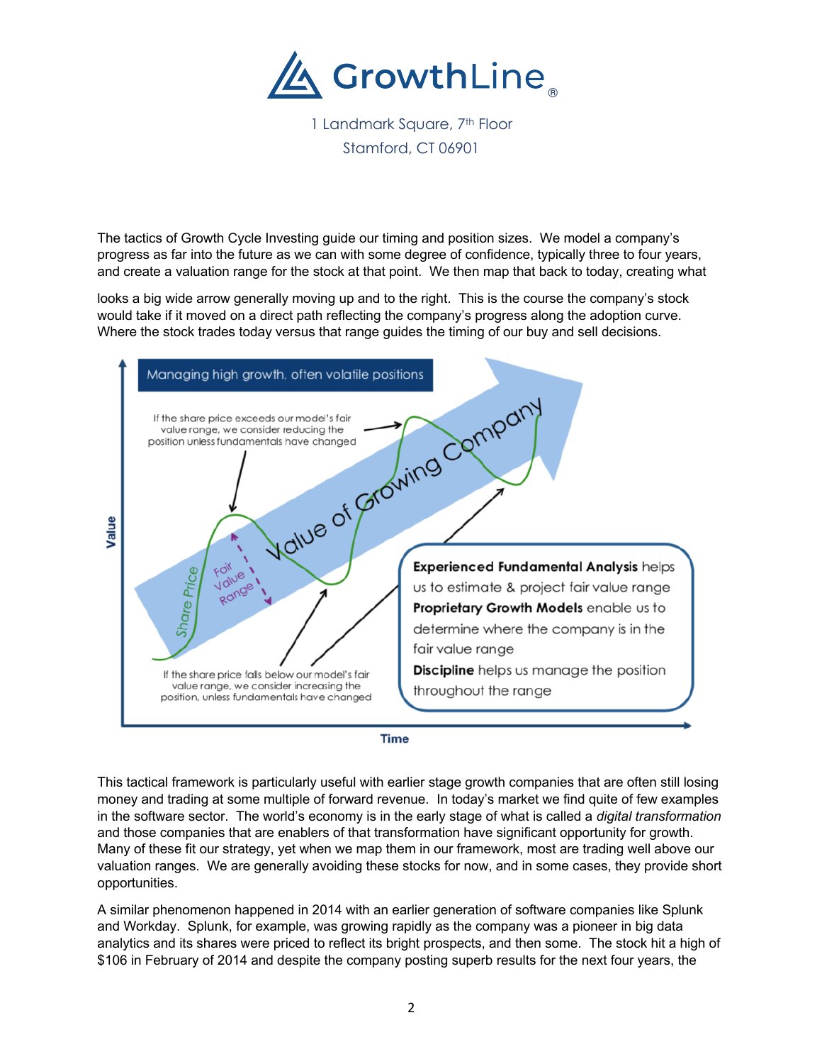The tactics of Growth Cycle Investing guide our timing and position sizes. We model a company's progress as far into the future as we can with some degree of confidence, typically three to four years, and create a valuation range for the stock at that point. We then map that back to today, creating what

looks a big wide arrow generally moving up and to the right. This is the course the company's stock would take if it moved on a direct path reflecting the company's progress along the adoption curve. Where the stock trades today versus that range guides the timing of our buy and sell decisions.

**Managing high growth, often volatile positions**

If the share price exceeds our model's fair value range, we consider reducing the position unless fundamentals have changed

If the share price falls below our model's fair value range, we consider increasing the position, unless fundamentals have changed

Value of Growing Company

Share Price

Fair Value Range

**Experienced Fundamental Analysis** helps us to estimate & project fair value range

**Proprietary Growth Models** enable us to determine where the company is in the fair value range

**Discipline** helps us manage the position throughout the range

Value

Time

This tactical framework is particularly useful with earlier stage growth companies that are often still losing money and trading at some multiple of forward revenue. In today's market we find quite of few examples in the software sector. The world's economy is in the early stage of what is called a *digital transformation* and those companies that are enablers of that transformation have significant opportunity for growth. Many of these fit our strategy, yet when we map them in our framework, most are trading well above our valuation ranges. We are generally avoiding these stocks for now, and in some cases, they provide short opportunities.

A similar phenomenon happened in 2014 with an earlier generation of software companies like Splunk and Workday. Splunk, for example, was growing rapidly as the company was a pioneer in big data analytics and its shares were priced to reflect its bright prospects, and then some. The stock hit a high of $106 in February of 2014 and despite the company posting superb results for the next four years, the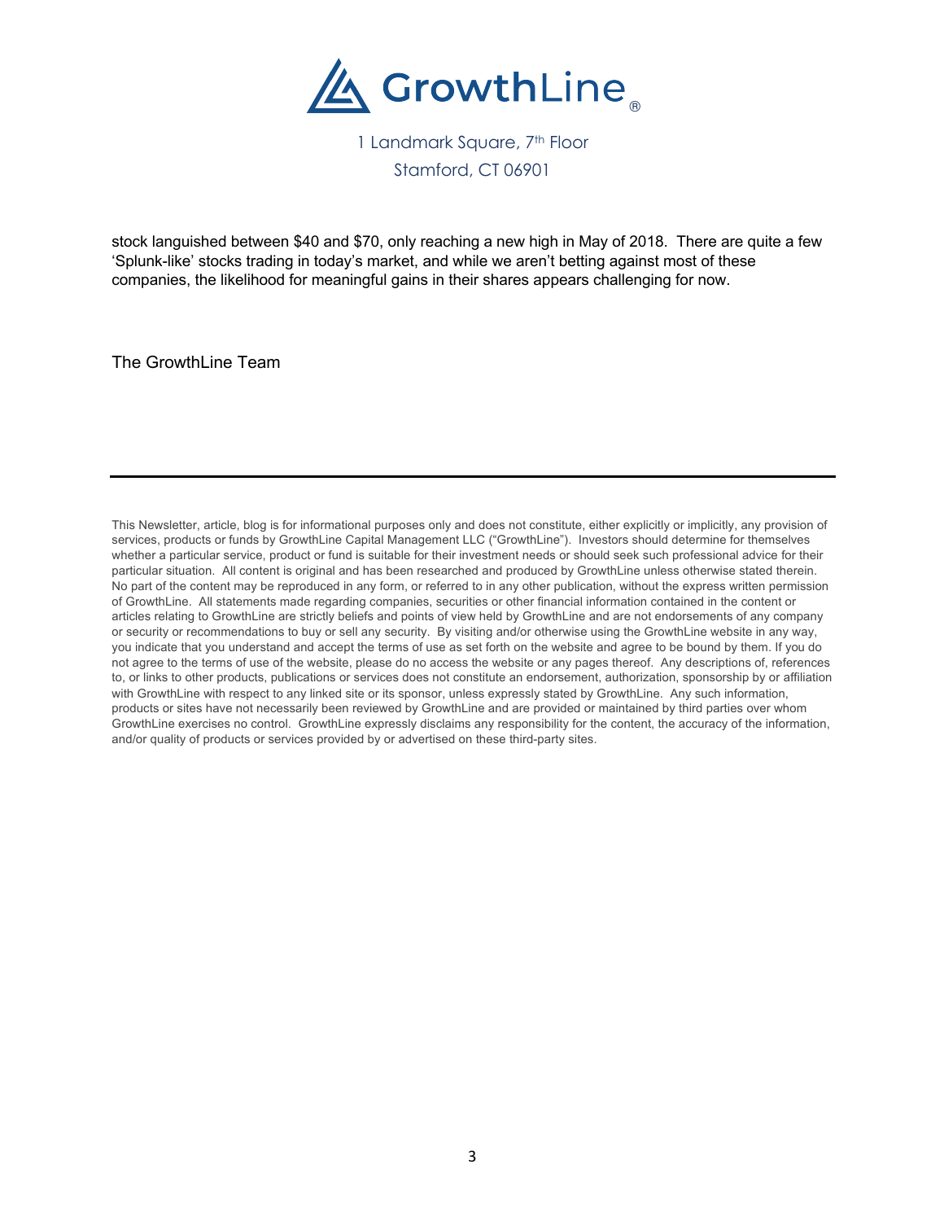stock languished between $40 and $70, only reaching a new high in May of 2018. There are quite a few 'Splunk-like' stocks trading in today's market, and while we aren't betting against most of these companies, the likelihood for meaningful gains in their shares appears challenging for now.

The GrowthLine Team

---

This Newsletter, article, blog is for informational purposes only and does not constitute, either explicitly or implicitly, any provision of services, products or funds by GrowthLine Capital Management LLC ("GrowthLine"). Investors should determine for themselves whether a particular service, product or fund is suitable for their investment needs or should seek such professional advice for their particular situation. All content is original and has been researched and produced by GrowthLine unless otherwise stated therein. No part of the content may be reproduced in any form, or referred to in any other publication, without the express written permission of GrowthLine. All statements made regarding companies, securities or other financial information contained in the content or articles relating to GrowthLine are strictly beliefs and points of view held by GrowthLine and are not endorsements of any company or security or recommendations to buy or sell any security. By visiting and/or otherwise using the GrowthLine website in any way, you indicate that you understand and accept the terms of use as set forth on the website and agree to be bound by them. If you do not agree to the terms of use of the website, please do no access the website or any pages thereof. Any descriptions of, references to, or links to other products, publications or services does not constitute an endorsement, authorization, sponsorship by or affiliation with GrowthLine with respect to any linked site or its sponsor, unless expressly stated by GrowthLine. Any such information, products or sites have not necessarily been reviewed by GrowthLine and are provided or maintained by third parties over whom GrowthLine exercises no control. GrowthLine expressly disclaims any responsibility for the content, the accuracy of the information, and/or quality of products or services provided by or advertised on these third-party sites.